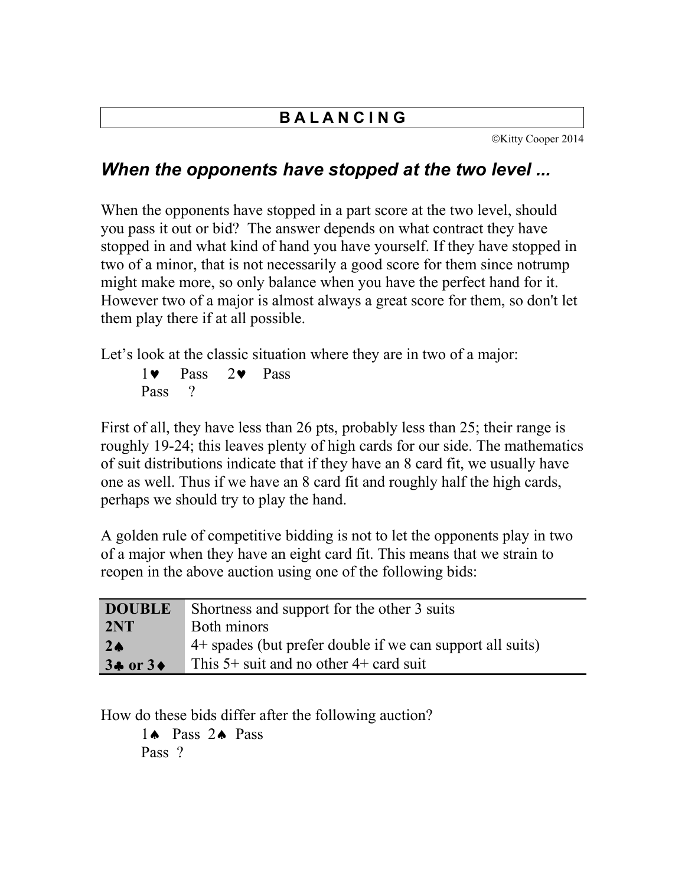# B A L A N C I N G

©Kitty Cooper 2014

## *When the opponents have stopped at the two level ...*

When the opponents have stopped in a part score at the two level, should you pass it out or bid? The answer depends on what contract they have stopped in and what kind of hand you have yourself. If they have stopped in two of a minor, that is not necessarily a good score for them since notrump might make more, so only balance when you have the perfect hand for it. However two of a major is almost always a great score for them, so don't let them play there if at all possible.

Let's look at the classic situation where they are in two of a major:

1♥ Pass 2♥ Pass
Pass ?

First of all, they have less than 26 pts, probably less than 25; their range is roughly 19-24; this leaves plenty of high cards for our side. The mathematics of suit distributions indicate that if they have an 8 card fit, we usually have one as well. Thus if we have an 8 card fit and roughly half the high cards, perhaps we should try to play the hand.

A golden rule of competitive bidding is not to let the opponents play in two of a major when they have an eight card fit. This means that we strain to reopen in the above auction using one of the following bids:

| | |
|---|---|
| **DOUBLE** | Shortness and support for the other 3 suits |
| **2NT** | Both minors |
| **2♠** | 4+ spades (but prefer double if we can support all suits) |
| **3♣ or 3♦** | This 5+ suit and no other 4+ card suit |

How do these bids differ after the following auction?

1♠ Pass 2♠ Pass
Pass ?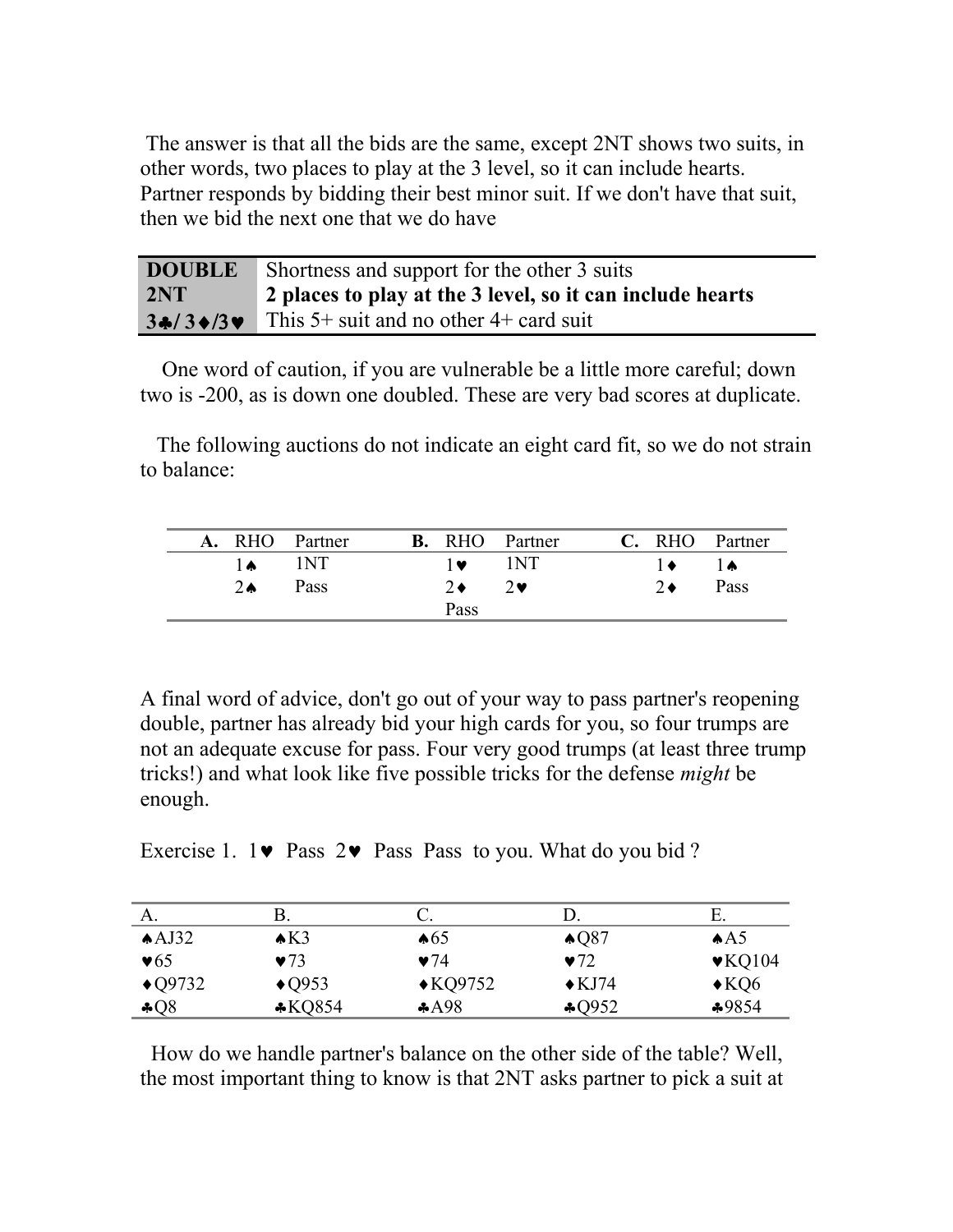The answer is that all the bids are the same, except 2NT shows two suits, in other words, two places to play at the 3 level, so it can include hearts. Partner responds by bidding their best minor suit. If we don't have that suit, then we bid the next one that we do have

| | |
|---|---|
| **DOUBLE** | Shortness and support for the other 3 suits |
| **2NT** | **2 places to play at the 3 level, so it can include hearts** |
| **3♣/ 3♦/3♥** | This 5+ suit and no other 4+ card suit |

One word of caution, if you are vulnerable be a little more careful; down two is -200, as is down one doubled. These are very bad scores at duplicate.

The following auctions do not indicate an eight card fit, so we do not strain to balance:

| **A.** | RHO | Partner | **B.** | RHO | Partner | **C.** | RHO | Partner |
|---|---|---|---|---|---|---|---|---|
| | 1♠ | 1NT | | 1♥ | 1NT | | 1♦ | 1♠ |
| | 2♠ | Pass | | 2♦ | 2♥ | | 2♦ | Pass |
| | | | | Pass | | | | |

A final word of advice, don't go out of your way to pass partner's reopening double, partner has already bid your high cards for you, so four trumps are not an adequate excuse for pass. Four very good trumps (at least three trump tricks!) and what look like five possible tricks for the defense *might* be enough.

Exercise 1. 1♥ Pass 2♥ Pass Pass to you. What do you bid ?

| A. | B. | C. | D. | E. |
|---|---|---|---|---|
| ♠AJ32 | ♠K3 | ♠65 | ♠Q87 | ♠A5 |
| ♥65 | ♥73 | ♥74 | ♥72 | ♥KQ104 |
| ♦Q9732 | ♦Q953 | ♦KQ9752 | ♦KJ74 | ♦KQ6 |
| ♣Q8 | ♣KQ854 | ♣A98 | ♣Q952 | ♣9854 |

How do we handle partner's balance on the other side of the table? Well, the most important thing to know is that 2NT asks partner to pick a suit at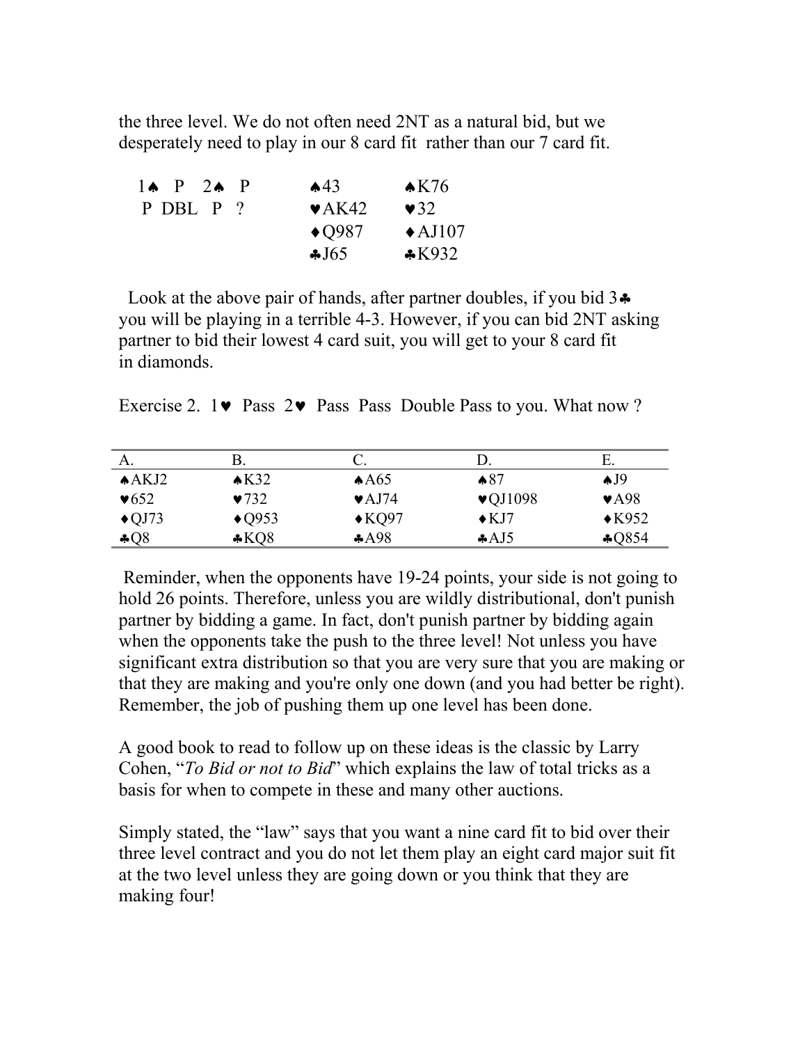the three level. We do not often need 2NT as a natural bid, but we desperately need to play in our 8 card fit rather than our 7 card fit.

| | | |
|---|---|---|
| 1♠ P 2♠ P | ♠43 | ♠K76 |
| P DBL P ? | ♥AK42 | ♥32 |
| | ♦Q987 | ♦AJ107 |
| | ♣J65 | ♣K932 |

Look at the above pair of hands, after partner doubles, if you bid 3♣ you will be playing in a terrible 4-3. However, if you can bid 2NT asking partner to bid their lowest 4 card suit, you will get to your 8 card fit in diamonds.

Exercise 2. 1♥ Pass 2♥ Pass Pass Double Pass to you. What now ?

| A. | B. | C. | D. | E. |
|---|---|---|---|---|
| ♠AKJ2 | ♠K32 | ♠A65 | ♠87 | ♠J9 |
| ♥652 | ♥732 | ♥AJ74 | ♥QJ1098 | ♥A98 |
| ♦QJ73 | ♦Q953 | ♦KQ97 | ♦KJ7 | ♦K952 |
| ♣Q8 | ♣KQ8 | ♣A98 | ♣AJ5 | ♣Q854 |

Reminder, when the opponents have 19-24 points, your side is not going to hold 26 points. Therefore, unless you are wildly distributional, don't punish partner by bidding a game. In fact, don't punish partner by bidding again when the opponents take the push to the three level! Not unless you have significant extra distribution so that you are very sure that you are making or that they are making and you're only one down (and you had better be right). Remember, the job of pushing them up one level has been done.

A good book to read to follow up on these ideas is the classic by Larry Cohen, "*To Bid or not to Bid*" which explains the law of total tricks as a basis for when to compete in these and many other auctions.

Simply stated, the "law" says that you want a nine card fit to bid over their three level contract and you do not let them play an eight card major suit fit at the two level unless they are going down or you think that they are making four!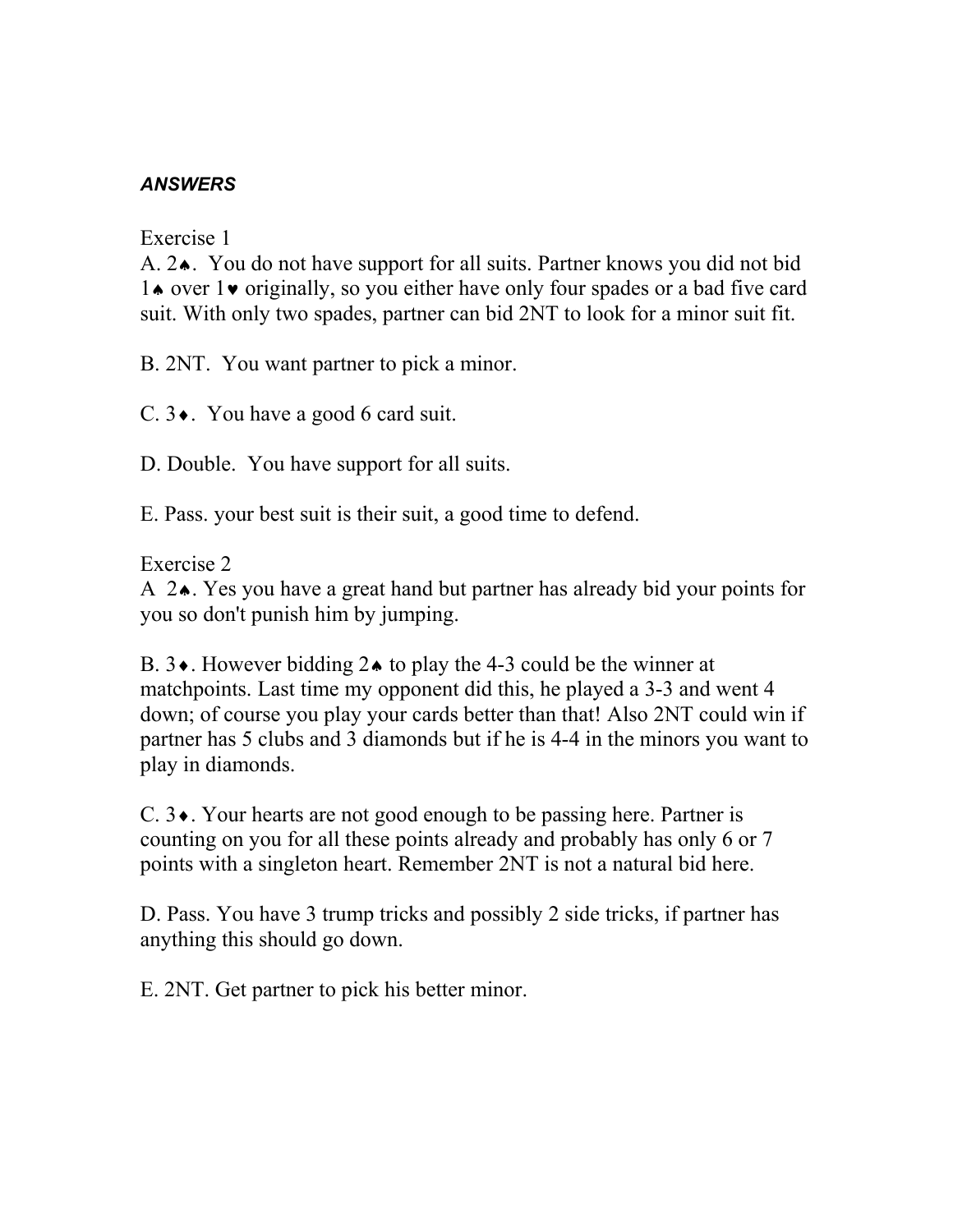***ANSWERS***

Exercise 1

A. 2♠. You do not have support for all suits. Partner knows you did not bid 1♠ over 1♥ originally, so you either have only four spades or a bad five card suit. With only two spades, partner can bid 2NT to look for a minor suit fit.

B. 2NT. You want partner to pick a minor.

C. 3♦. You have a good 6 card suit.

D. Double. You have support for all suits.

E. Pass. your best suit is their suit, a good time to defend.

Exercise 2

A 2♠. Yes you have a great hand but partner has already bid your points for you so don't punish him by jumping.

B. 3♦. However bidding 2♠ to play the 4-3 could be the winner at matchpoints. Last time my opponent did this, he played a 3-3 and went 4 down; of course you play your cards better than that! Also 2NT could win if partner has 5 clubs and 3 diamonds but if he is 4-4 in the minors you want to play in diamonds.

C. 3♦. Your hearts are not good enough to be passing here. Partner is counting on you for all these points already and probably has only 6 or 7 points with a singleton heart. Remember 2NT is not a natural bid here.

D. Pass. You have 3 trump tricks and possibly 2 side tricks, if partner has anything this should go down.

E. 2NT. Get partner to pick his better minor.